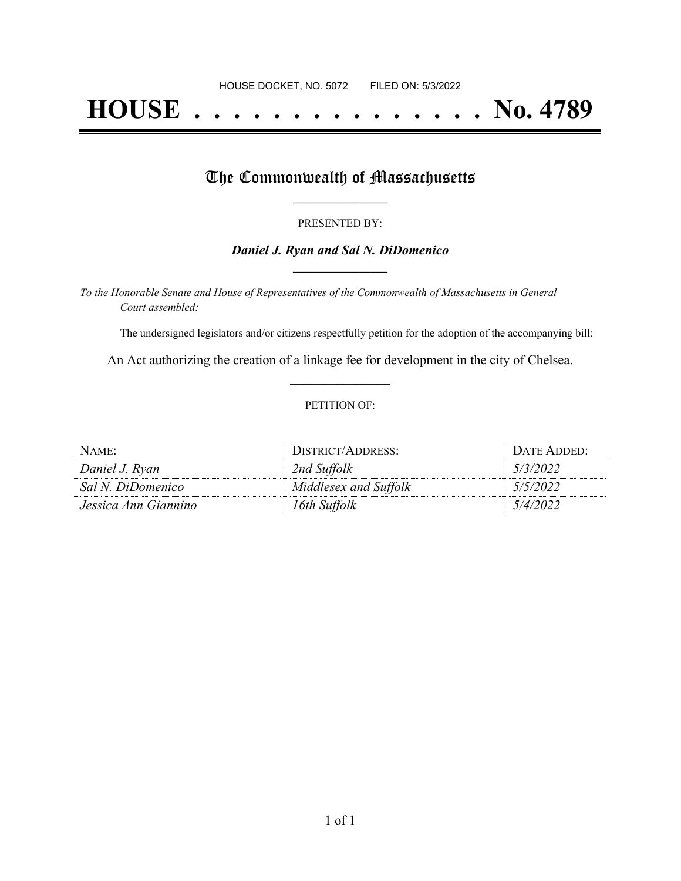HOUSE DOCKET, NO. 5072 FILED ON: 5/3/2022

# HOUSE . . . . . . . . . . . . . . . No. 4789

## The Commonwealth of Massachusetts

PRESENTED BY:

***Daniel J. Ryan and Sal N. DiDomenico***

*To the Honorable Senate and House of Representatives of the Commonwealth of Massachusetts in General Court assembled:*

The undersigned legislators and/or citizens respectfully petition for the adoption of the accompanying bill:

An Act authorizing the creation of a linkage fee for development in the city of Chelsea.

PETITION OF:

| NAME: | DISTRICT/ADDRESS: | DATE ADDED: |
|---|---|---|
| *Daniel J. Ryan* | *2nd Suffolk* | *5/3/2022* |
| *Sal N. DiDomenico* | *Middlesex and Suffolk* | *5/5/2022* |
| *Jessica Ann Giannino* | *16th Suffolk* | *5/4/2022* |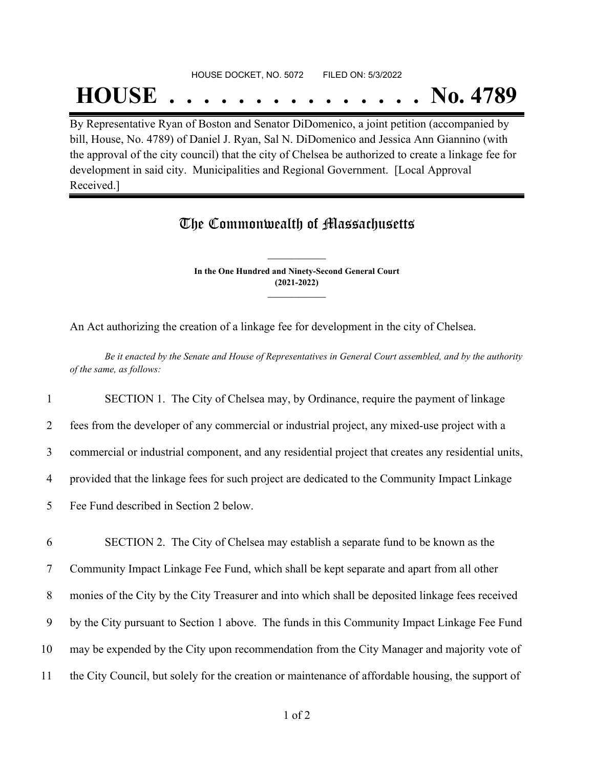HOUSE DOCKET, NO. 5072 FILED ON: 5/3/2022

# HOUSE . . . . . . . . . . . . . . . No. 4789

By Representative Ryan of Boston and Senator DiDomenico, a joint petition (accompanied by bill, House, No. 4789) of Daniel J. Ryan, Sal N. DiDomenico and Jessica Ann Giannino (with the approval of the city council) that the city of Chelsea be authorized to create a linkage fee for development in said city. Municipalities and Regional Government. [Local Approval Received.]

## The Commonwealth of Massachusetts

**In the One Hundred and Ninety-Second General Court**
**(2021-2022)**

An Act authorizing the creation of a linkage fee for development in the city of Chelsea.

*Be it enacted by the Senate and House of Representatives in General Court assembled, and by the authority of the same, as follows:*

1 SECTION 1. The City of Chelsea may, by Ordinance, require the payment of linkage
2 fees from the developer of any commercial or industrial project, any mixed-use project with a
3 commercial or industrial component, and any residential project that creates any residential units,
4 provided that the linkage fees for such project are dedicated to the Community Impact Linkage
5 Fee Fund described in Section 2 below.

6 SECTION 2. The City of Chelsea may establish a separate fund to be known as the
7 Community Impact Linkage Fee Fund, which shall be kept separate and apart from all other
8 monies of the City by the City Treasurer and into which shall be deposited linkage fees received
9 by the City pursuant to Section 1 above. The funds in this Community Impact Linkage Fee Fund
10 may be expended by the City upon recommendation from the City Manager and majority vote of
11 the City Council, but solely for the creation or maintenance of affordable housing, the support of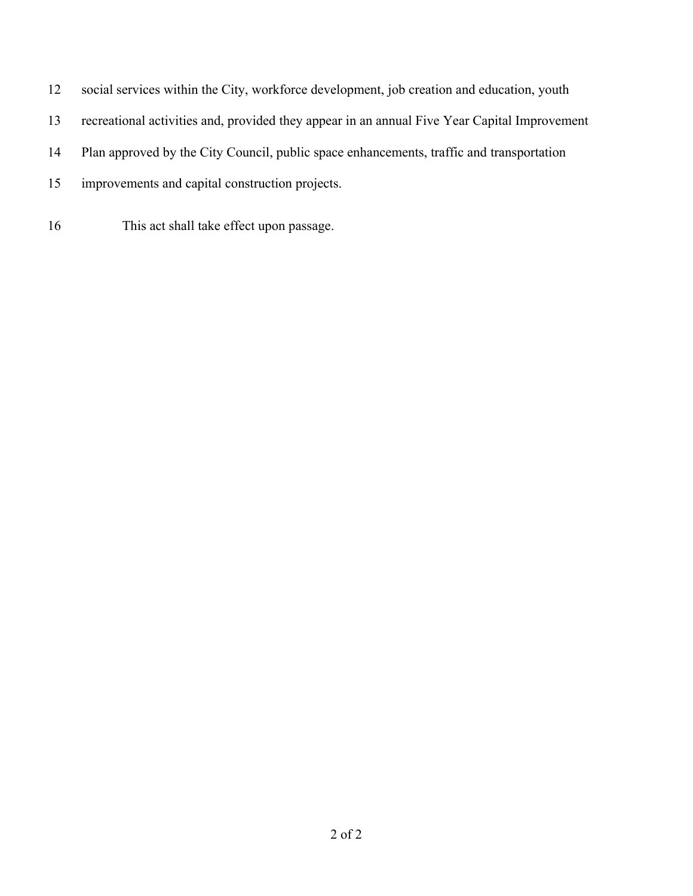social services within the City, workforce development, job creation and education, youth recreational activities and, provided they appear in an annual Five Year Capital Improvement Plan approved by the City Council, public space enhancements, traffic and transportation improvements and capital construction projects.

This act shall take effect upon passage.